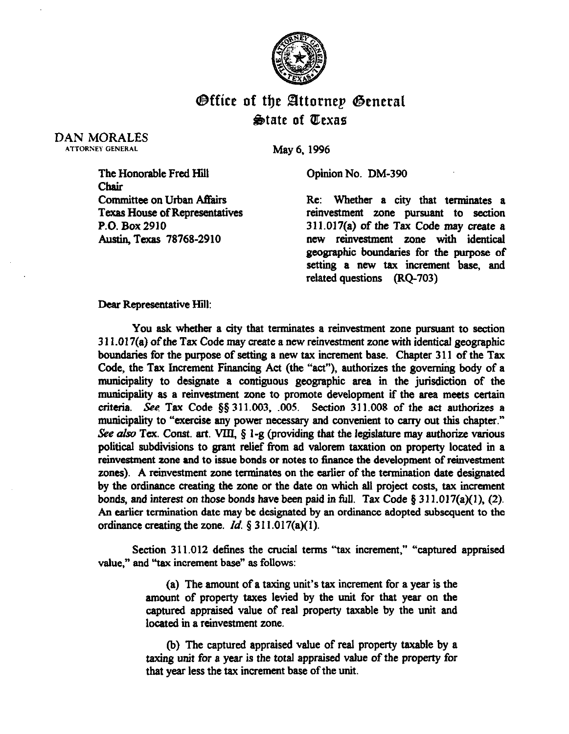# Office of the Attorney General
## State of Texas

DAN MORALES
ATTORNEY GENERAL

May 6, 1996

The Honorable Fred Hill
Chair
Committee on Urban Affairs
Texas House of Representatives
P.O. Box 2910
Austin, Texas 78768-2910

Opinion No. DM-390

Re: Whether a city that terminates a reinvestment zone pursuant to section 311.017(a) of the Tax Code may create a new reinvestment zone with identical geographic boundaries for the purpose of setting a new tax increment base, and related questions (RQ-703)

Dear Representative Hill:

You ask whether a city that terminates a reinvestment zone pursuant to section 311.017(a) of the Tax Code may create a new reinvestment zone with identical geographic boundaries for the purpose of setting a new tax increment base. Chapter 311 of the Tax Code, the Tax Increment Financing Act (the "act"), authorizes the governing body of a municipality to designate a contiguous geographic area in the jurisdiction of the municipality as a reinvestment zone to promote development if the area meets certain criteria. *See* Tax Code §§ 311.003, .005. Section 311.008 of the act authorizes a municipality to "exercise any power necessary and convenient to carry out this chapter." *See also* Tex. Const. art. VIII, § 1-g (providing that the legislature may authorize various political subdivisions to grant relief from ad valorem taxation on property located in a reinvestment zone and to issue bonds or notes to finance the development of reinvestment zones). A reinvestment zone terminates on the earlier of the termination date designated by the ordinance creating the zone or the date on which all project costs, tax increment bonds, and interest on those bonds have been paid in full. Tax Code § 311.017(a)(1), (2). An earlier termination date may be designated by an ordinance adopted subsequent to the ordinance creating the zone. *Id.* § 311.017(a)(1).

Section 311.012 defines the crucial terms "tax increment," "captured appraised value," and "tax increment base" as follows:

> (a) The amount of a taxing unit's tax increment for a year is the amount of property taxes levied by the unit for that year on the captured appraised value of real property taxable by the unit and located in a reinvestment zone.
>
> (b) The captured appraised value of real property taxable by a taxing unit for a year is the total appraised value of the property for that year less the tax increment base of the unit.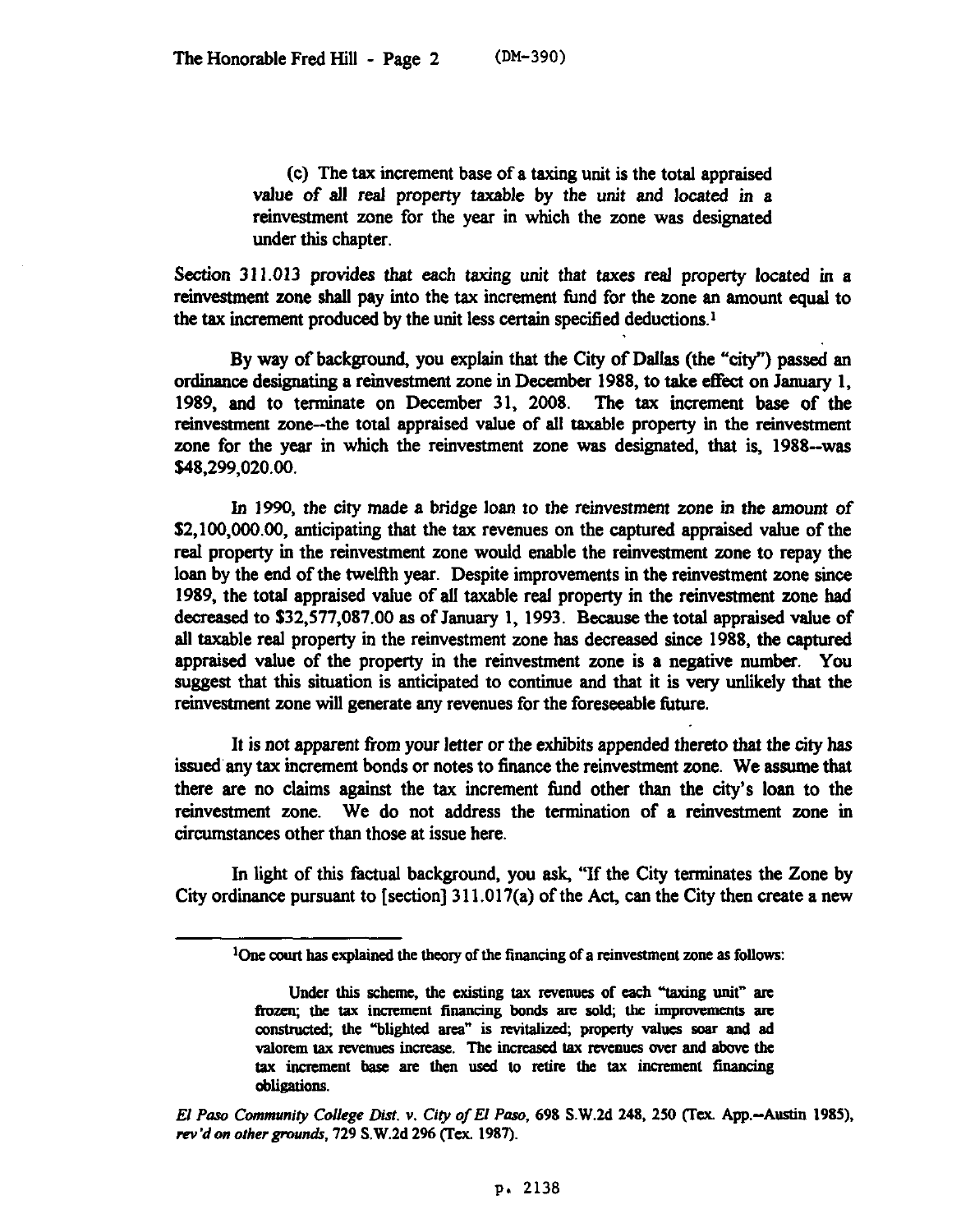(c) The tax increment base of a taxing unit is the total appraised value of all real property taxable by the unit and located in a reinvestment zone for the year in which the zone was designated under this chapter.

Section 311.013 provides that each taxing unit that taxes real property located in a reinvestment zone shall pay into the tax increment fund for the zone an amount equal to the tax increment produced by the unit less certain specified deductions.[1]

By way of background, you explain that the City of Dallas (the "city") passed an ordinance designating a reinvestment zone in December 1988, to take effect on January 1, 1989, and to terminate on December 31, 2008. The tax increment base of the reinvestment zone--the total appraised value of all taxable property in the reinvestment zone for the year in which the reinvestment zone was designated, that is, 1988--was $48,299,020.00.

In 1990, the city made a bridge loan to the reinvestment zone in the amount of $2,100,000.00, anticipating that the tax revenues on the captured appraised value of the real property in the reinvestment zone would enable the reinvestment zone to repay the loan by the end of the twelfth year. Despite improvements in the reinvestment zone since 1989, the total appraised value of all taxable real property in the reinvestment zone had decreased to $32,577,087.00 as of January 1, 1993. Because the total appraised value of all taxable real property in the reinvestment zone has decreased since 1988, the captured appraised value of the property in the reinvestment zone is a negative number. You suggest that this situation is anticipated to continue and that it is very unlikely that the reinvestment zone will generate any revenues for the foreseeable future.

It is not apparent from your letter or the exhibits appended thereto that the city has issued any tax increment bonds or notes to finance the reinvestment zone. We assume that there are no claims against the tax increment fund other than the city's loan to the reinvestment zone. We do not address the termination of a reinvestment zone in circumstances other than those at issue here.

In light of this factual background, you ask, "If the City terminates the Zone by City ordinance pursuant to [section] 311.017(a) of the Act, can the City then create a new

---

[1] One court has explained the theory of the financing of a reinvestment zone as follows:

> Under this scheme, the existing tax revenues of each "taxing unit" are frozen; the tax increment financing bonds are sold; the improvements are constructed; the "blighted area" is revitalized; property values soar and ad valorem tax revenues increase. The increased tax revenues over and above the tax increment base are then used to retire the tax increment financing obligations.

*El Paso Community College Dist. v. City of El Paso*, 698 S.W.2d 248, 250 (Tex. App.--Austin 1985), *rev'd on other grounds*, 729 S.W.2d 296 (Tex. 1987).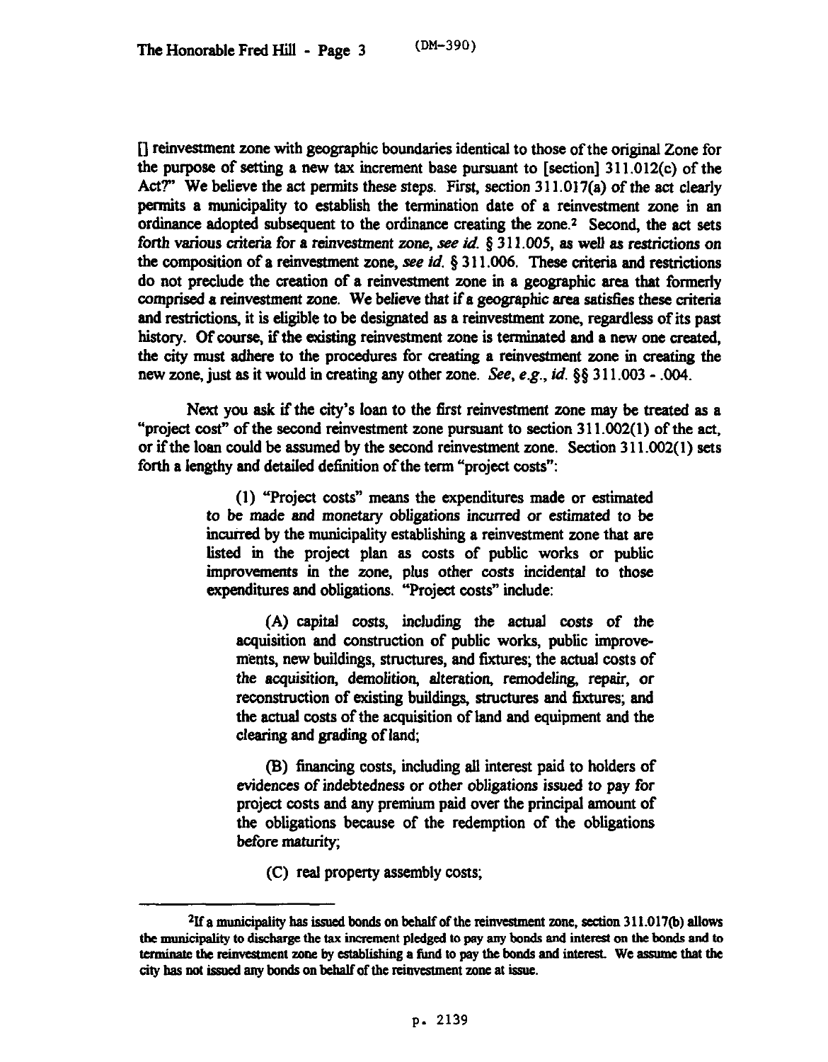[] reinvestment zone with geographic boundaries identical to those of the original Zone for the purpose of setting a new tax increment base pursuant to [section] 311.012(c) of the Act?" We believe the act permits these steps. First, section 311.017(a) of the act clearly permits a municipality to establish the termination date of a reinvestment zone in an ordinance adopted subsequent to the ordinance creating the zone.[2] Second, the act sets forth various criteria for a reinvestment zone, *see id.* § 311.005, as well as restrictions on the composition of a reinvestment zone, *see id.* § 311.006. These criteria and restrictions do not preclude the creation of a reinvestment zone in a geographic area that formerly comprised a reinvestment zone. We believe that if a geographic area satisfies these criteria and restrictions, it is eligible to be designated as a reinvestment zone, regardless of its past history. Of course, if the existing reinvestment zone is terminated and a new one created, the city must adhere to the procedures for creating a reinvestment zone in creating the new zone, just as it would in creating any other zone. *See, e.g., id.* §§ 311.003 - .004.

Next you ask if the city's loan to the first reinvestment zone may be treated as a "project cost" of the second reinvestment zone pursuant to section 311.002(1) of the act, or if the loan could be assumed by the second reinvestment zone. Section 311.002(1) sets forth a lengthy and detailed definition of the term "project costs":

> (1) "Project costs" means the expenditures made or estimated to be made and monetary obligations incurred or estimated to be incurred by the municipality establishing a reinvestment zone that are listed in the project plan as costs of public works or public improvements in the zone, plus other costs incidental to those expenditures and obligations. "Project costs" include:
>
> (A) capital costs, including the actual costs of the acquisition and construction of public works, public improvements, new buildings, structures, and fixtures; the actual costs of the acquisition, demolition, alteration, remodeling, repair, or reconstruction of existing buildings, structures and fixtures; and the actual costs of the acquisition of land and equipment and the clearing and grading of land;
>
> (B) financing costs, including all interest paid to holders of evidences of indebtedness or other obligations issued to pay for project costs and any premium paid over the principal amount of the obligations because of the redemption of the obligations before maturity;
>
> (C) real property assembly costs;

---

[2] If a municipality has issued bonds on behalf of the reinvestment zone, section 311.017(b) allows the municipality to discharge the tax increment pledged to pay any bonds and interest on the bonds and to terminate the reinvestment zone by establishing a fund to pay the bonds and interest. We assume that the city has not issued any bonds on behalf of the reinvestment zone at issue.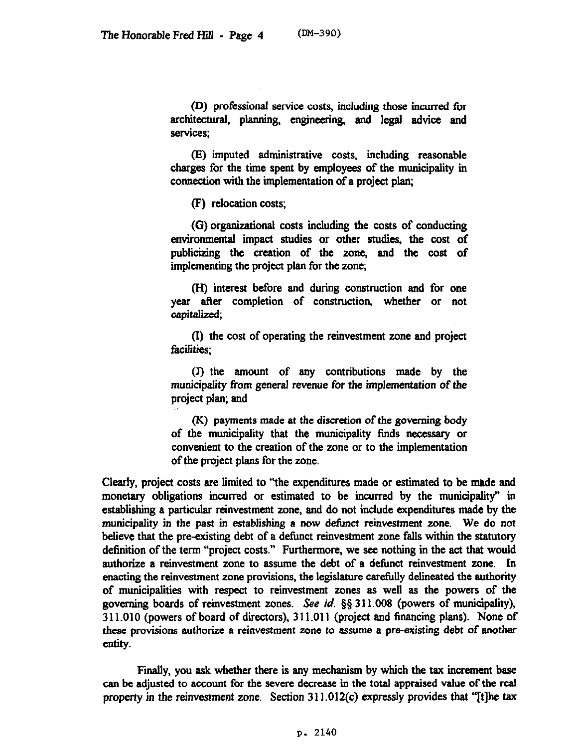> (D) professional service costs, including those incurred for architectural, planning, engineering, and legal advice and services;
>
> (E) imputed administrative costs, including reasonable charges for the time spent by employees of the municipality in connection with the implementation of a project plan;
>
> (F) relocation costs;
>
> (G) organizational costs including the costs of conducting environmental impact studies or other studies, the cost of publicizing the creation of the zone, and the cost of implementing the project plan for the zone;
>
> (H) interest before and during construction and for one year after completion of construction, whether or not capitalized;
>
> (I) the cost of operating the reinvestment zone and project facilities;
>
> (J) the amount of any contributions made by the municipality from general revenue for the implementation of the project plan; and
>
> (K) payments made at the discretion of the governing body of the municipality that the municipality finds necessary or convenient to the creation of the zone or to the implementation of the project plans for the zone.

Clearly, project costs are limited to "the expenditures made or estimated to be made and monetary obligations incurred or estimated to be incurred by the municipality" in establishing a particular reinvestment zone, and do not include expenditures made by the municipality in the past in establishing a now defunct reinvestment zone. We do not believe that the pre-existing debt of a defunct reinvestment zone falls within the statutory definition of the term "project costs." Furthermore, we see nothing in the act that would authorize a reinvestment zone to assume the debt of a defunct reinvestment zone. In enacting the reinvestment zone provisions, the legislature carefully delineated the authority of municipalities with respect to reinvestment zones as well as the powers of the governing boards of reinvestment zones. *See id.* §§ 311.008 (powers of municipality), 311.010 (powers of board of directors), 311.011 (project and financing plans). None of these provisions authorize a reinvestment zone to assume a pre-existing debt of another entity.

Finally, you ask whether there is any mechanism by which the tax increment base can be adjusted to account for the severe decrease in the total appraised value of the real property in the reinvestment zone. Section 311.012(c) expressly provides that "[t]he tax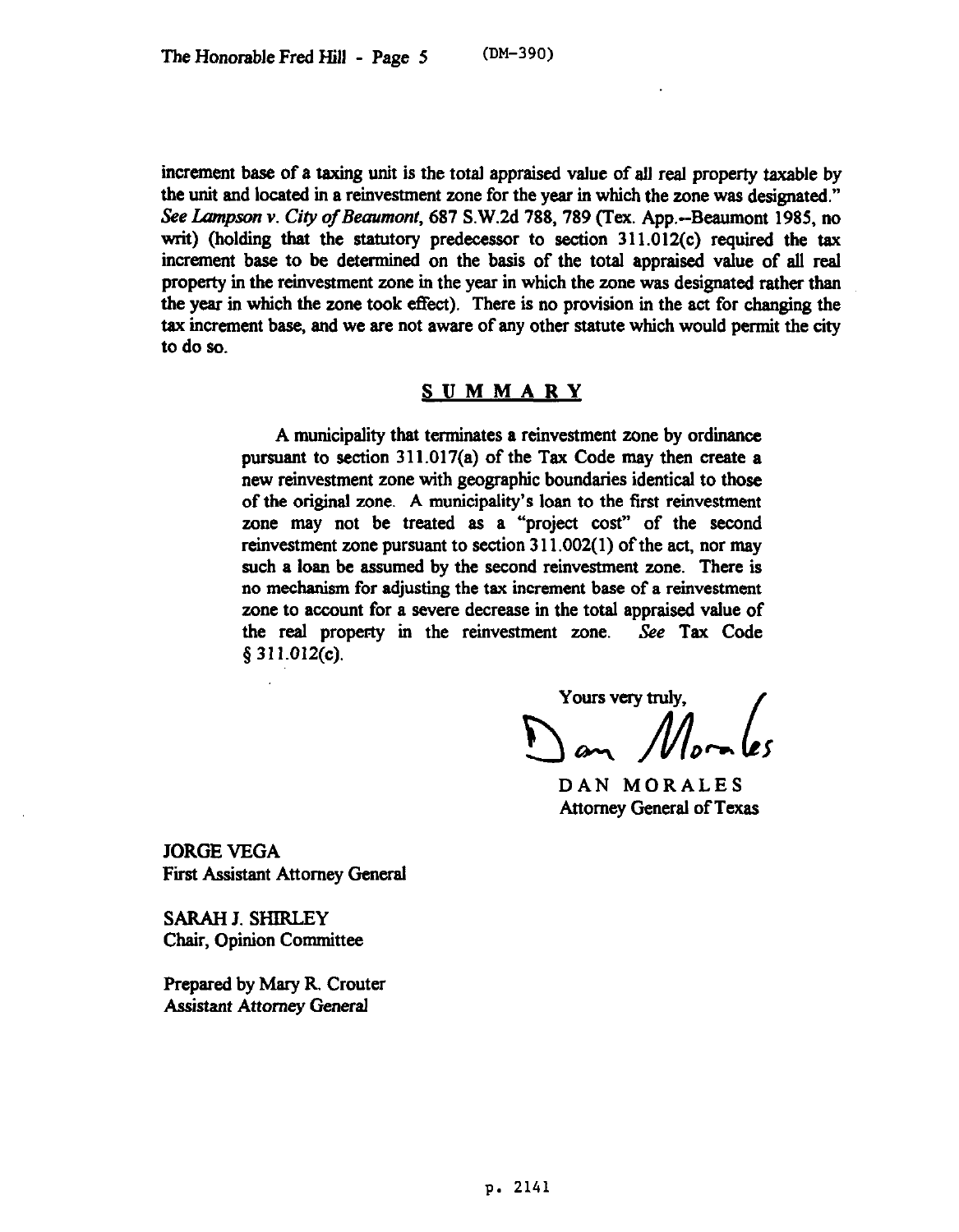increment base of a taxing unit is the total appraised value of all real property taxable by the unit and located in a reinvestment zone for the year in which the zone was designated." *See Lampson v. City of Beaumont*, 687 S.W.2d 788, 789 (Tex. App.--Beaumont 1985, no writ) (holding that the statutory predecessor to section 311.012(c) required the tax increment base to be determined on the basis of the total appraised value of all real property in the reinvestment zone in the year in which the zone was designated rather than the year in which the zone took effect). There is no provision in the act for changing the tax increment base, and we are not aware of any other statute which would permit the city to do so.

## SUMMARY

> A municipality that terminates a reinvestment zone by ordinance pursuant to section 311.017(a) of the Tax Code may then create a new reinvestment zone with geographic boundaries identical to those of the original zone. A municipality's loan to the first reinvestment zone may not be treated as a "project cost" of the second reinvestment zone pursuant to section 311.002(1) of the act, nor may such a loan be assumed by the second reinvestment zone. There is no mechanism for adjusting the tax increment base of a reinvestment zone to account for a severe decrease in the total appraised value of the real property in the reinvestment zone. *See* Tax Code § 311.012(c).

Yours very truly,

Dan Morales

DAN MORALES
Attorney General of Texas

JORGE VEGA
First Assistant Attorney General

SARAH J. SHIRLEY
Chair, Opinion Committee

Prepared by Mary R. Crouter
Assistant Attorney General